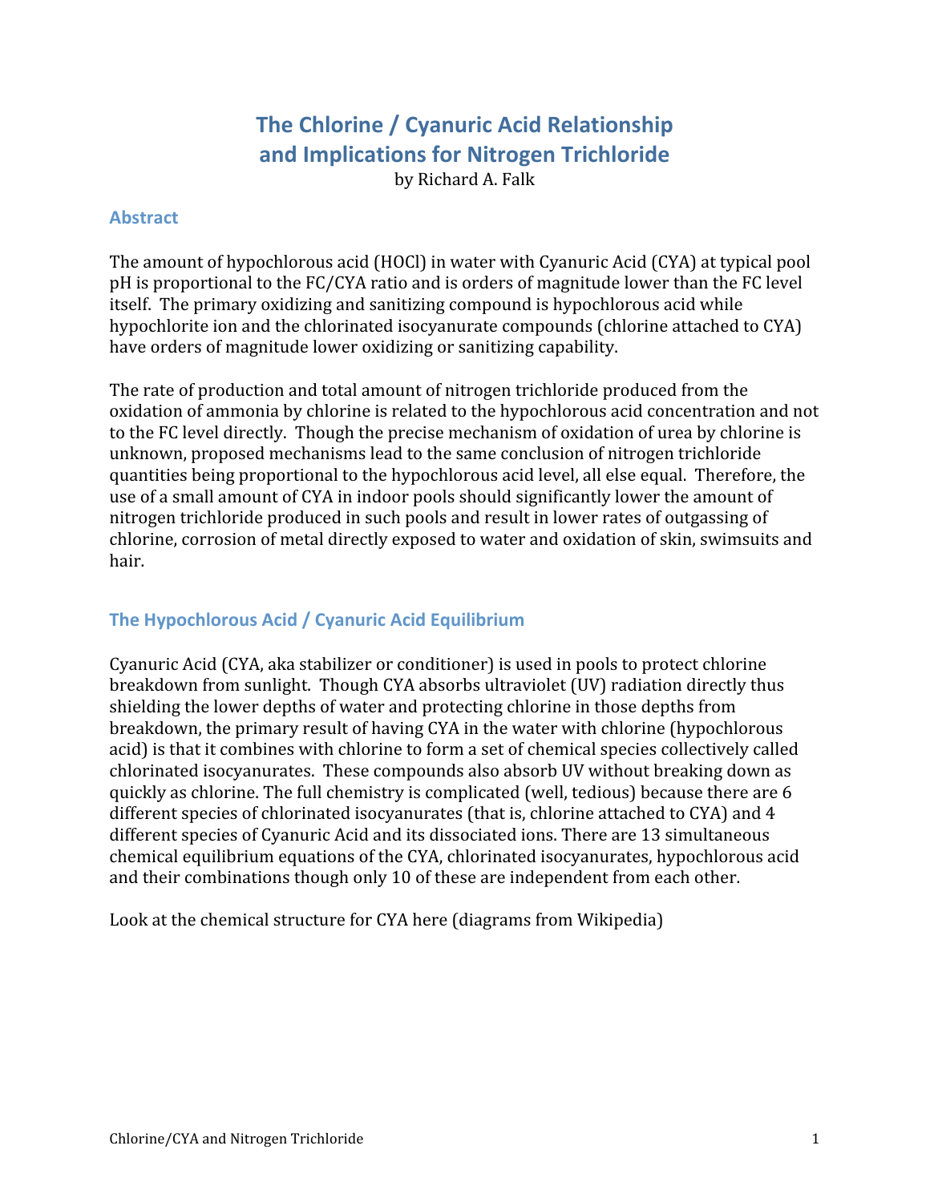# The Chlorine / Cyanuric Acid Relationship and Implications for Nitrogen Trichloride

by Richard A. Falk

## Abstract

The amount of hypochlorous acid (HOCl) in water with Cyanuric Acid (CYA) at typical pool pH is proportional to the FC/CYA ratio and is orders of magnitude lower than the FC level itself. The primary oxidizing and sanitizing compound is hypochlorous acid while hypochlorite ion and the chlorinated isocyanurate compounds (chlorine attached to CYA) have orders of magnitude lower oxidizing or sanitizing capability.

The rate of production and total amount of nitrogen trichloride produced from the oxidation of ammonia by chlorine is related to the hypochlorous acid concentration and not to the FC level directly. Though the precise mechanism of oxidation of urea by chlorine is unknown, proposed mechanisms lead to the same conclusion of nitrogen trichloride quantities being proportional to the hypochlorous acid level, all else equal. Therefore, the use of a small amount of CYA in indoor pools should significantly lower the amount of nitrogen trichloride produced in such pools and result in lower rates of outgassing of chlorine, corrosion of metal directly exposed to water and oxidation of skin, swimsuits and hair.

## The Hypochlorous Acid / Cyanuric Acid Equilibrium

Cyanuric Acid (CYA, aka stabilizer or conditioner) is used in pools to protect chlorine breakdown from sunlight. Though CYA absorbs ultraviolet (UV) radiation directly thus shielding the lower depths of water and protecting chlorine in those depths from breakdown, the primary result of having CYA in the water with chlorine (hypochlorous acid) is that it combines with chlorine to form a set of chemical species collectively called chlorinated isocyanurates. These compounds also absorb UV without breaking down as quickly as chlorine. The full chemistry is complicated (well, tedious) because there are 6 different species of chlorinated isocyanurates (that is, chlorine attached to CYA) and 4 different species of Cyanuric Acid and its dissociated ions. There are 13 simultaneous chemical equilibrium equations of the CYA, chlorinated isocyanurates, hypochlorous acid and their combinations though only 10 of these are independent from each other.

Look at the chemical structure for CYA here (diagrams from Wikipedia)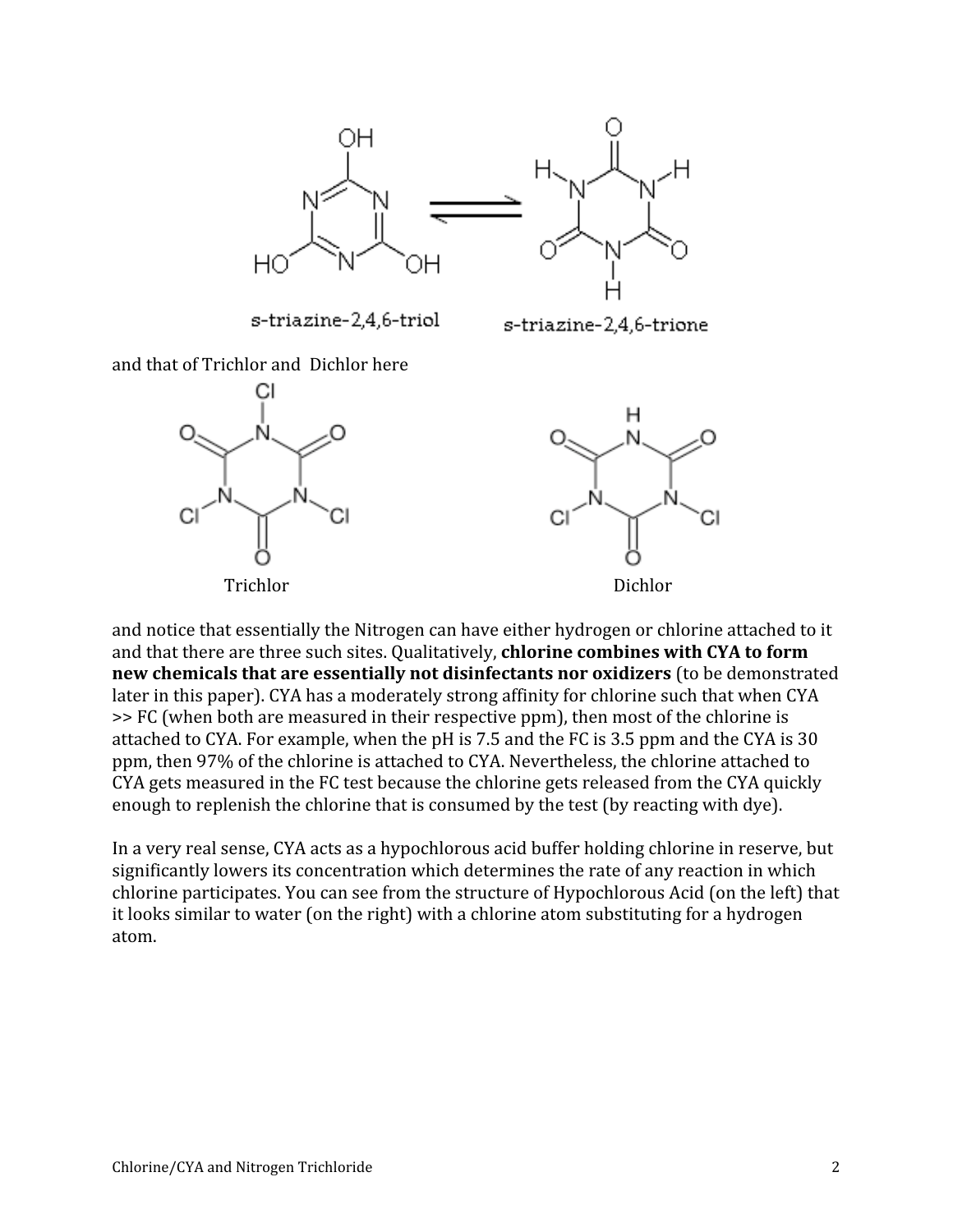s-triazine-2,4,6-triol s-triazine-2,4,6-trione

and that of Trichlor and Dichlor here

Trichlor Dichlor

and notice that essentially the Nitrogen can have either hydrogen or chlorine attached to it and that there are three such sites. Qualitatively, **chlorine combines with CYA to form new chemicals that are essentially not disinfectants nor oxidizers** (to be demonstrated later in this paper). CYA has a moderately strong affinity for chlorine such that when CYA >> FC (when both are measured in their respective ppm), then most of the chlorine is attached to CYA. For example, when the pH is 7.5 and the FC is 3.5 ppm and the CYA is 30 ppm, then 97% of the chlorine is attached to CYA. Nevertheless, the chlorine attached to CYA gets measured in the FC test because the chlorine gets released from the CYA quickly enough to replenish the chlorine that is consumed by the test (by reacting with dye).

In a very real sense, CYA acts as a hypochlorous acid buffer holding chlorine in reserve, but significantly lowers its concentration which determines the rate of any reaction in which chlorine participates. You can see from the structure of Hypochlorous Acid (on the left) that it looks similar to water (on the right) with a chlorine atom substituting for a hydrogen atom.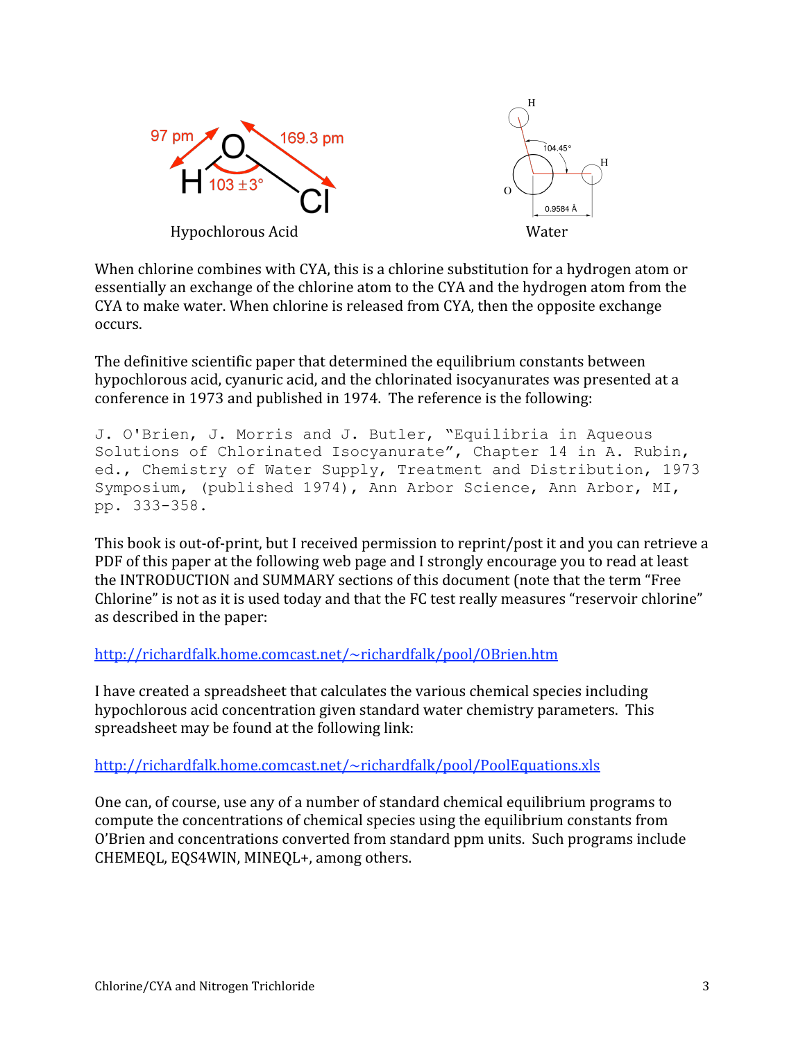Hypochlorous Acid

Water

When chlorine combines with CYA, this is a chlorine substitution for a hydrogen atom or essentially an exchange of the chlorine atom to the CYA and the hydrogen atom from the CYA to make water. When chlorine is released from CYA, then the opposite exchange occurs.

The definitive scientific paper that determined the equilibrium constants between hypochlorous acid, cyanuric acid, and the chlorinated isocyanurates was presented at a conference in 1973 and published in 1974. The reference is the following:

```
J. O'Brien, J. Morris and J. Butler, "Equilibria in Aqueous
Solutions of Chlorinated Isocyanurate", Chapter 14 in A. Rubin,
ed., Chemistry of Water Supply, Treatment and Distribution, 1973
Symposium, (published 1974), Ann Arbor Science, Ann Arbor, MI,
pp. 333-358.
```

This book is out-of-print, but I received permission to reprint/post it and you can retrieve a PDF of this paper at the following web page and I strongly encourage you to read at least the INTRODUCTION and SUMMARY sections of this document (note that the term "Free Chlorine" is not as it is used today and that the FC test really measures "reservoir chlorine" as described in the paper:

http://richardfalk.home.comcast.net/~richardfalk/pool/OBrien.htm

I have created a spreadsheet that calculates the various chemical species including hypochlorous acid concentration given standard water chemistry parameters. This spreadsheet may be found at the following link:

http://richardfalk.home.comcast.net/~richardfalk/pool/PoolEquations.xls

One can, of course, use any of a number of standard chemical equilibrium programs to compute the concentrations of chemical species using the equilibrium constants from O'Brien and concentrations converted from standard ppm units. Such programs include CHEMEQL, EQS4WIN, MINEQL+, among others.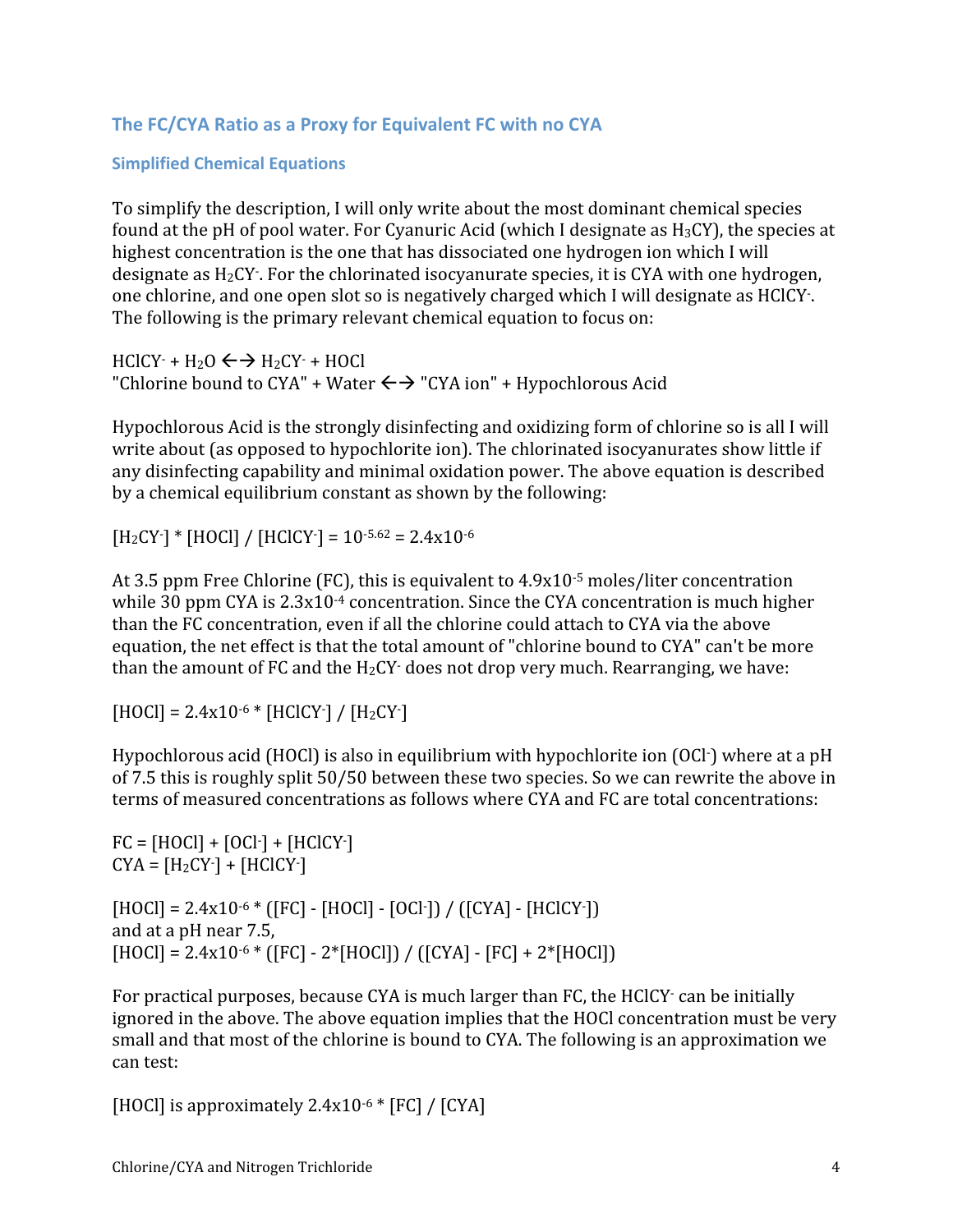## The FC/CYA Ratio as a Proxy for Equivalent FC with no CYA

### Simplified Chemical Equations

To simplify the description, I will only write about the most dominant chemical species found at the pH of pool water. For Cyanuric Acid (which I designate as $H_3CY$), the species at highest concentration is the one that has dissociated one hydrogen ion which I will designate as $H_2CY^-$. For the chlorinated isocyanurate species, it is CYA with one hydrogen, one chlorine, and one open slot so is negatively charged which I will designate as $HClCY^-$. The following is the primary relevant chemical equation to focus on:

$HClCY^- + H_2O \leftrightarrow H_2CY^- + HOCl$
"Chlorine bound to CYA" + Water $\leftrightarrow$ "CYA ion" + Hypochlorous Acid

Hypochlorous Acid is the strongly disinfecting and oxidizing form of chlorine so is all I will write about (as opposed to hypochlorite ion). The chlorinated isocyanurates show little if any disinfecting capability and minimal oxidation power. The above equation is described by a chemical equilibrium constant as shown by the following:

$[H_2CY^-] * [HOCl] / [HClCY^-] = 10^{-5.62} = 2.4x10^{-6}$

At 3.5 ppm Free Chlorine (FC), this is equivalent to $4.9x10^{-5}$ moles/liter concentration while 30 ppm CYA is $2.3x10^{-4}$ concentration. Since the CYA concentration is much higher than the FC concentration, even if all the chlorine could attach to CYA via the above equation, the net effect is that the total amount of "chlorine bound to CYA" can't be more than the amount of FC and the $H_2CY^-$ does not drop very much. Rearranging, we have:

$[HOCl] = 2.4x10^{-6} * [HClCY^-] / [H_2CY^-]$

Hypochlorous acid (HOCl) is also in equilibrium with hypochlorite ion ($OCl^-$) where at a pH of 7.5 this is roughly split 50/50 between these two species. So we can rewrite the above in terms of measured concentrations as follows where CYA and FC are total concentrations:

$FC = [HOCl] + [OCl^-] + [HClCY^-]$
$CYA = [H_2CY^-] + [HClCY^-]$

$[HOCl] = 2.4x10^{-6} * ([FC] - [HOCl] - [OCl^-]) / ([CYA] - [HClCY^-])$
and at a pH near 7.5,
$[HOCl] = 2.4x10^{-6} * ([FC] - 2*[HOCl]) / ([CYA] - [FC] + 2*[HOCl])$

For practical purposes, because CYA is much larger than FC, the $HClCY^-$ can be initially ignored in the above. The above equation implies that the HOCl concentration must be very small and that most of the chlorine is bound to CYA. The following is an approximation we can test:

$[HOCl]$ is approximately $2.4x10^{-6} * [FC] / [CYA]$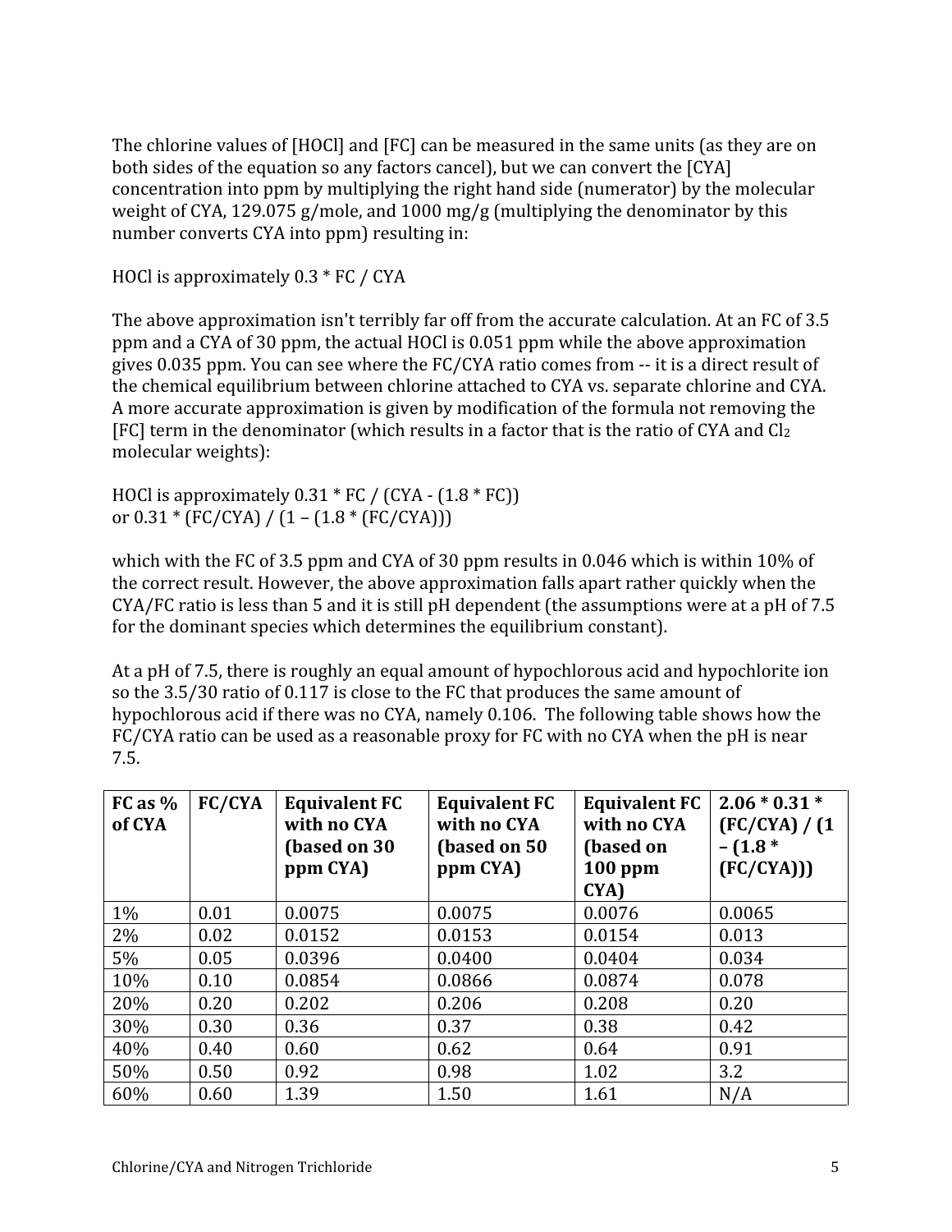The chlorine values of [HOCl] and [FC] can be measured in the same units (as they are on both sides of the equation so any factors cancel), but we can convert the [CYA] concentration into ppm by multiplying the right hand side (numerator) by the molecular weight of CYA, 129.075 g/mole, and 1000 mg/g (multiplying the denominator by this number converts CYA into ppm) resulting in:

HOCl is approximately 0.3 * FC / CYA

The above approximation isn't terribly far off from the accurate calculation. At an FC of 3.5 ppm and a CYA of 30 ppm, the actual HOCl is 0.051 ppm while the above approximation gives 0.035 ppm. You can see where the FC/CYA ratio comes from -- it is a direct result of the chemical equilibrium between chlorine attached to CYA vs. separate chlorine and CYA. A more accurate approximation is given by modification of the formula not removing the [FC] term in the denominator (which results in a factor that is the ratio of CYA and $Cl_2$ molecular weights):

HOCl is approximately 0.31 * FC / (CYA - (1.8 * FC))
or 0.31 * (FC/CYA) / (1 – (1.8 * (FC/CYA)))

which with the FC of 3.5 ppm and CYA of 30 ppm results in 0.046 which is within 10% of the correct result. However, the above approximation falls apart rather quickly when the CYA/FC ratio is less than 5 and it is still pH dependent (the assumptions were at a pH of 7.5 for the dominant species which determines the equilibrium constant).

At a pH of 7.5, there is roughly an equal amount of hypochlorous acid and hypochlorite ion so the 3.5/30 ratio of 0.117 is close to the FC that produces the same amount of hypochlorous acid if there was no CYA, namely 0.106. The following table shows how the FC/CYA ratio can be used as a reasonable proxy for FC with no CYA when the pH is near 7.5.

| **FC as % of CYA** | **FC/CYA** | **Equivalent FC with no CYA (based on 30 ppm CYA)** | **Equivalent FC with no CYA (based on 50 ppm CYA)** | **Equivalent FC with no CYA (based on 100 ppm CYA)** | **2.06 * 0.31 * (FC/CYA) / (1 – (1.8 * (FC/CYA)))** |
|---|---|---|---|---|---|
| 1% | 0.01 | 0.0075 | 0.0075 | 0.0076 | 0.0065 |
| 2% | 0.02 | 0.0152 | 0.0153 | 0.0154 | 0.013 |
| 5% | 0.05 | 0.0396 | 0.0400 | 0.0404 | 0.034 |
| 10% | 0.10 | 0.0854 | 0.0866 | 0.0874 | 0.078 |
| 20% | 0.20 | 0.202 | 0.206 | 0.208 | 0.20 |
| 30% | 0.30 | 0.36 | 0.37 | 0.38 | 0.42 |
| 40% | 0.40 | 0.60 | 0.62 | 0.64 | 0.91 |
| 50% | 0.50 | 0.92 | 0.98 | 1.02 | 3.2 |
| 60% | 0.60 | 1.39 | 1.50 | 1.61 | N/A |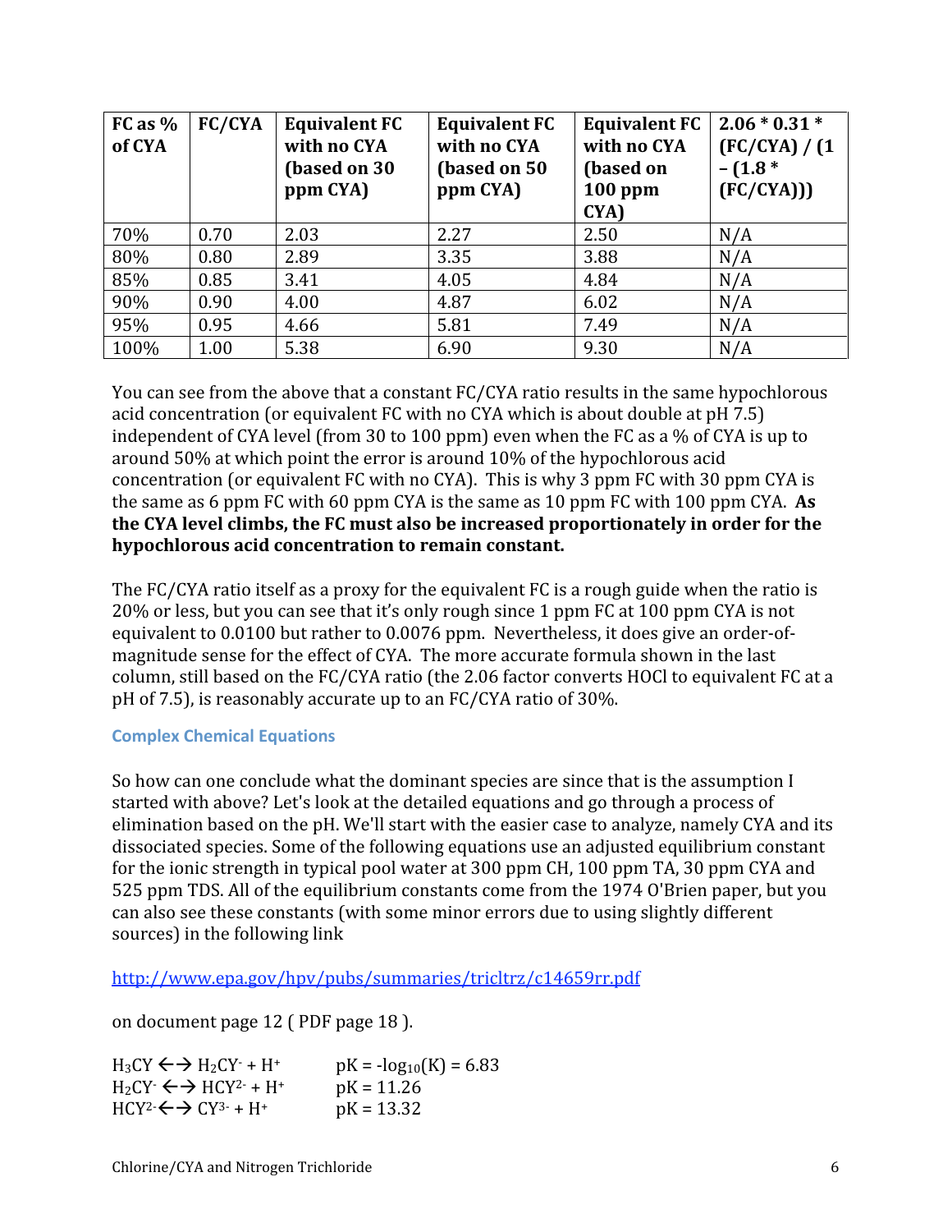| FC as % of CYA | FC/CYA | Equivalent FC with no CYA (based on 30 ppm CYA) | Equivalent FC with no CYA (based on 50 ppm CYA) | Equivalent FC with no CYA (based on 100 ppm CYA) | 2.06 * 0.31 * (FC/CYA) / (1 – (1.8 * (FC/CYA))) |
|---|---|---|---|---|---|
| 70% | 0.70 | 2.03 | 2.27 | 2.50 | N/A |
| 80% | 0.80 | 2.89 | 3.35 | 3.88 | N/A |
| 85% | 0.85 | 3.41 | 4.05 | 4.84 | N/A |
| 90% | 0.90 | 4.00 | 4.87 | 6.02 | N/A |
| 95% | 0.95 | 4.66 | 5.81 | 7.49 | N/A |
| 100% | 1.00 | 5.38 | 6.90 | 9.30 | N/A |

You can see from the above that a constant FC/CYA ratio results in the same hypochlorous acid concentration (or equivalent FC with no CYA which is about double at pH 7.5) independent of CYA level (from 30 to 100 ppm) even when the FC as a % of CYA is up to around 50% at which point the error is around 10% of the hypochlorous acid concentration (or equivalent FC with no CYA). This is why 3 ppm FC with 30 ppm CYA is the same as 6 ppm FC with 60 ppm CYA is the same as 10 ppm FC with 100 ppm CYA. **As the CYA level climbs, the FC must also be increased proportionately in order for the hypochlorous acid concentration to remain constant.**

The FC/CYA ratio itself as a proxy for the equivalent FC is a rough guide when the ratio is 20% or less, but you can see that it's only rough since 1 ppm FC at 100 ppm CYA is not equivalent to 0.0100 but rather to 0.0076 ppm. Nevertheless, it does give an order-of-magnitude sense for the effect of CYA. The more accurate formula shown in the last column, still based on the FC/CYA ratio (the 2.06 factor converts HOCl to equivalent FC at a pH of 7.5), is reasonably accurate up to an FC/CYA ratio of 30%.

### Complex Chemical Equations

So how can one conclude what the dominant species are since that is the assumption I started with above? Let's look at the detailed equations and go through a process of elimination based on the pH. We'll start with the easier case to analyze, namely CYA and its dissociated species. Some of the following equations use an adjusted equilibrium constant for the ionic strength in typical pool water at 300 ppm CH, 100 ppm TA, 30 ppm CYA and 525 ppm TDS. All of the equilibrium constants come from the 1974 O'Brien paper, but you can also see these constants (with some minor errors due to using slightly different sources) in the following link

http://www.epa.gov/hpv/pubs/summaries/tricltrz/c14659rr.pdf

on document page 12 ( PDF page 18 ).

$H_3CY \leftrightarrow H_2CY^- + H^+$ $\quad$ $pK = -\log_{10}(K) = 6.83$

$H_2CY^- \leftrightarrow HCY^{2-} + H^+$ $\quad$ $pK = 11.26$

$HCY^{2-} \leftrightarrow CY^{3-} + H^+$ $\quad$ $pK = 13.32$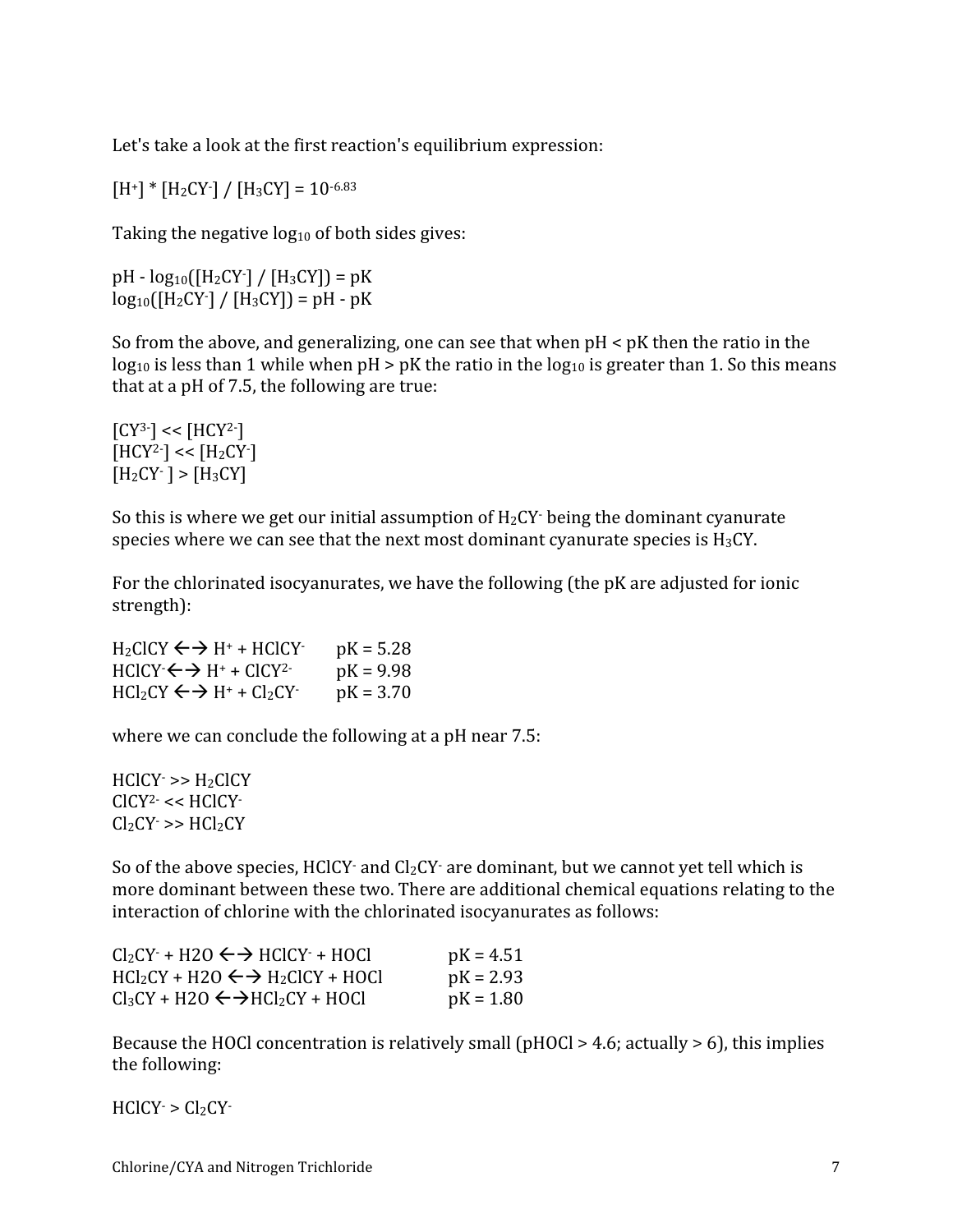Let's take a look at the first reaction's equilibrium expression:

$[H^+] * [H_2CY^-] / [H_3CY] = 10^{-6.83}$

Taking the negative $\log_{10}$ of both sides gives:

$pH - \log_{10}([H_2CY^-] / [H_3CY]) = pK$
$\log_{10}([H_2CY^-] / [H_3CY]) = pH - pK$

So from the above, and generalizing, one can see that when pH < pK then the ratio in the $\log_{10}$ is less than 1 while when pH > pK the ratio in the $\log_{10}$ is greater than 1. So this means that at a pH of 7.5, the following are true:

$[CY^{3-}] << [HCY^{2-}]$
$[HCY^{2-}] << [H_2CY^-]$
$[H_2CY^-] > [H_3CY]$

So this is where we get our initial assumption of $H_2CY^-$ being the dominant cyanurate species where we can see that the next most dominant cyanurate species is $H_3CY$.

For the chlorinated isocyanurates, we have the following (the pK are adjusted for ionic strength):

$H_2ClCY \leftrightarrow H^+ + HClCY^-$ pK = 5.28
$HClCY^- \leftrightarrow H^+ + ClCY^{2-}$ pK = 9.98
$HCl_2CY \leftrightarrow H^+ + Cl_2CY^-$ pK = 3.70

where we can conclude the following at a pH near 7.5:

$HClCY^- >> H_2ClCY$
$ClCY^{2-} << HClCY^-$
$Cl_2CY^- >> HCl_2CY$

So of the above species, $HClCY^-$ and $Cl_2CY^-$ are dominant, but we cannot yet tell which is more dominant between these two. There are additional chemical equations relating to the interaction of chlorine with the chlorinated isocyanurates as follows:

$Cl_2CY^- + H2O \leftrightarrow HClCY^- + HOCl$ pK = 4.51
$HCl_2CY + H2O \leftrightarrow H_2ClCY + HOCl$ pK = 2.93
$Cl_3CY + H2O \leftrightarrow HCl_2CY + HOCl$ pK = 1.80

Because the HOCl concentration is relatively small (pHOCl > 4.6; actually > 6), this implies the following:

$HClCY^- > Cl_2CY^-$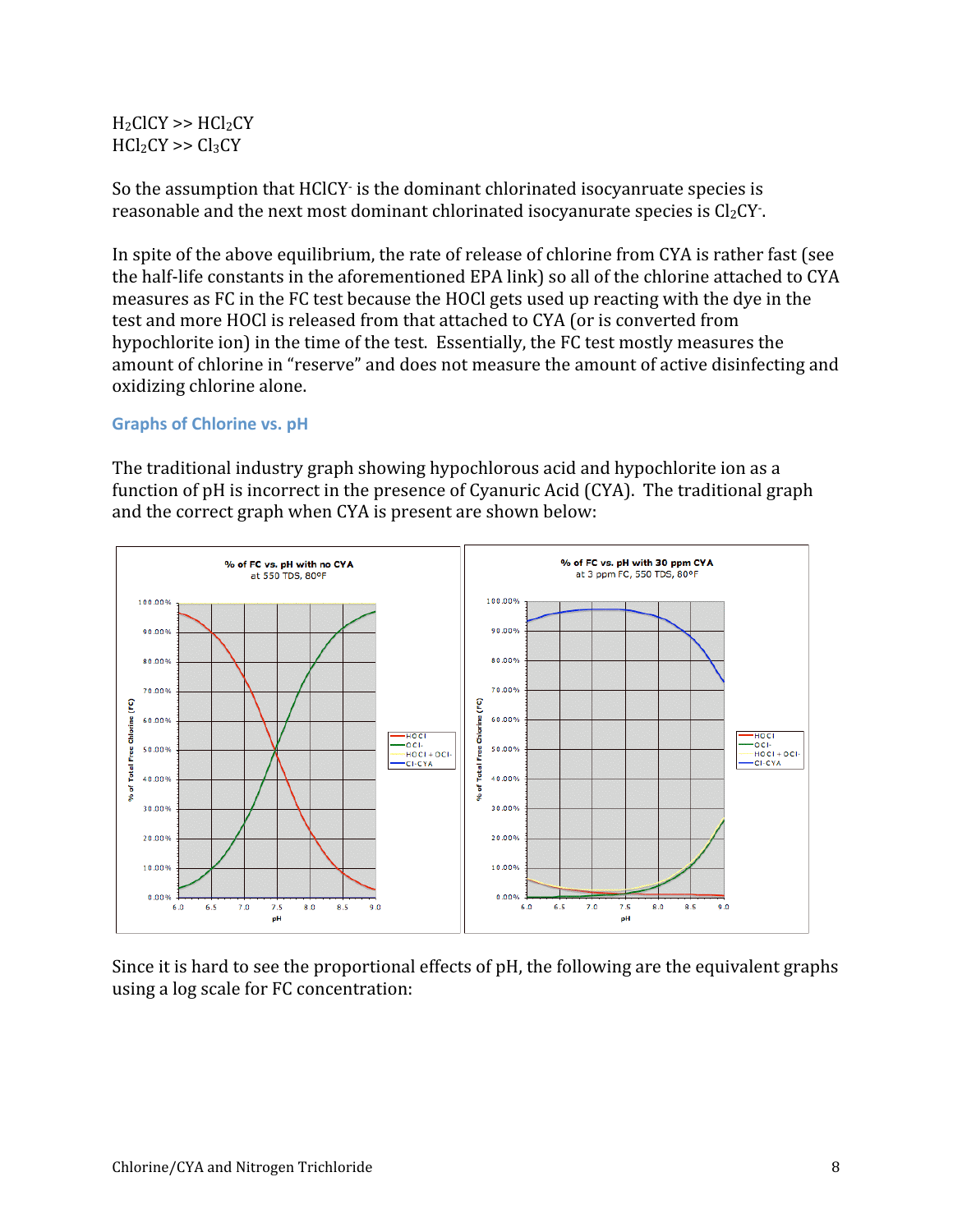$H_2ClCY >> HCl_2CY$
$HCl_2CY >> Cl_3CY$

So the assumption that $HClCY^-$ is the dominant chlorinated isocyanruate species is reasonable and the next most dominant chlorinated isocyanurate species is $Cl_2CY^-$.

In spite of the above equilibrium, the rate of release of chlorine from CYA is rather fast (see the half-life constants in the aforementioned EPA link) so all of the chlorine attached to CYA measures as FC in the FC test because the HOCl gets used up reacting with the dye in the test and more HOCl is released from that attached to CYA (or is converted from hypochlorite ion) in the time of the test. Essentially, the FC test mostly measures the amount of chlorine in "reserve" and does not measure the amount of active disinfecting and oxidizing chlorine alone.

### Graphs of Chlorine vs. pH

The traditional industry graph showing hypochlorous acid and hypochlorite ion as a function of pH is incorrect in the presence of Cyanuric Acid (CYA). The traditional graph and the correct graph when CYA is present are shown below:

% of FC vs. pH with no CYA
at 550 TDS, 80°F

% of FC vs. pH with 30 ppm CYA
at 3 ppm FC, 550 TDS, 80°F

Since it is hard to see the proportional effects of pH, the following are the equivalent graphs using a log scale for FC concentration: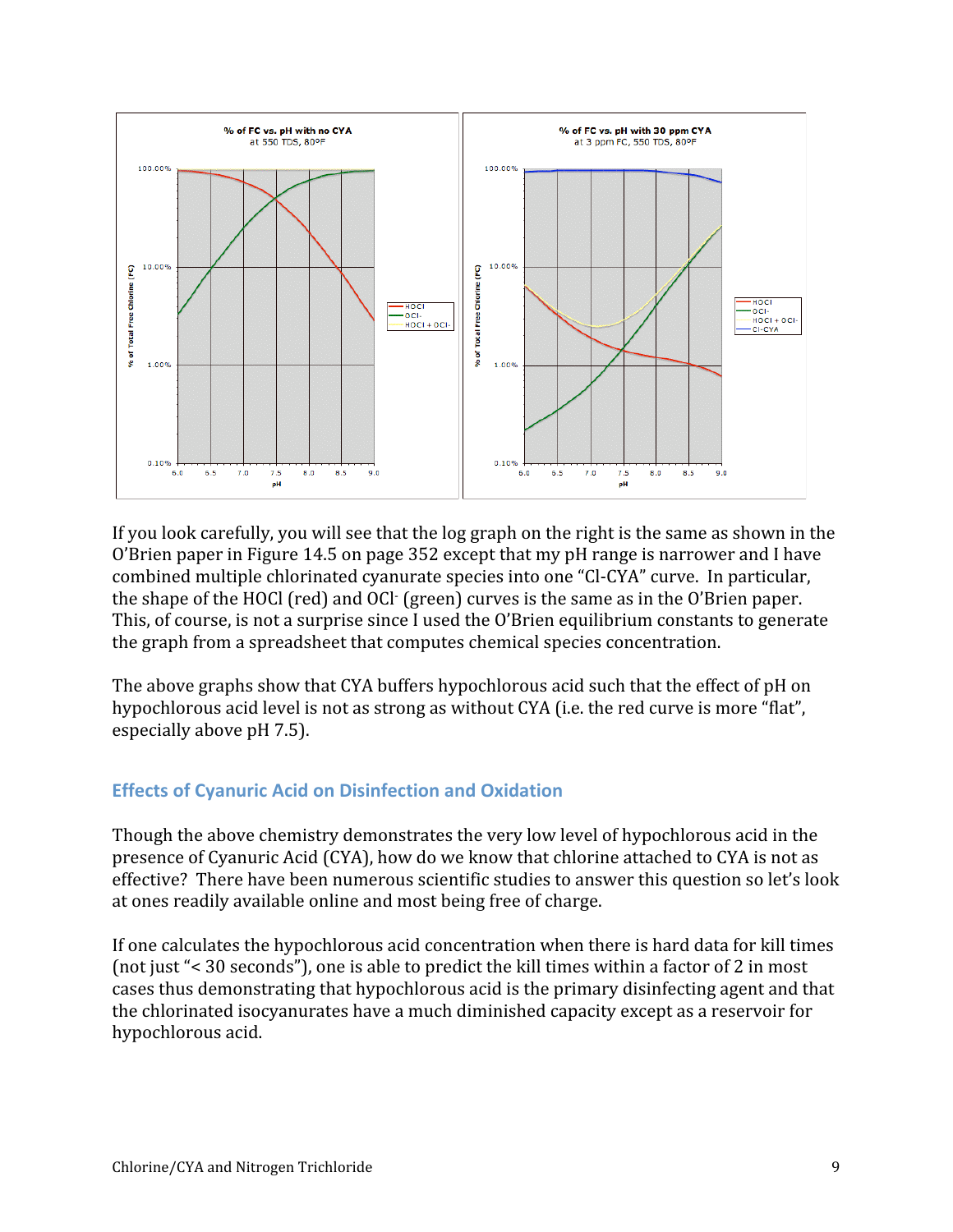If you look carefully, you will see that the log graph on the right is the same as shown in the O'Brien paper in Figure 14.5 on page 352 except that my pH range is narrower and I have combined multiple chlorinated cyanurate species into one "Cl-CYA" curve. In particular, the shape of the HOCl (red) and $OCl^-$ (green) curves is the same as in the O'Brien paper. This, of course, is not a surprise since I used the O'Brien equilibrium constants to generate the graph from a spreadsheet that computes chemical species concentration.

The above graphs show that CYA buffers hypochlorous acid such that the effect of pH on hypochlorous acid level is not as strong as without CYA (i.e. the red curve is more "flat", especially above pH 7.5).

## Effects of Cyanuric Acid on Disinfection and Oxidation

Though the above chemistry demonstrates the very low level of hypochlorous acid in the presence of Cyanuric Acid (CYA), how do we know that chlorine attached to CYA is not as effective? There have been numerous scientific studies to answer this question so let's look at ones readily available online and most being free of charge.

If one calculates the hypochlorous acid concentration when there is hard data for kill times (not just "< 30 seconds"), one is able to predict the kill times within a factor of 2 in most cases thus demonstrating that hypochlorous acid is the primary disinfecting agent and that the chlorinated isocyanurates have a much diminished capacity except as a reservoir for hypochlorous acid.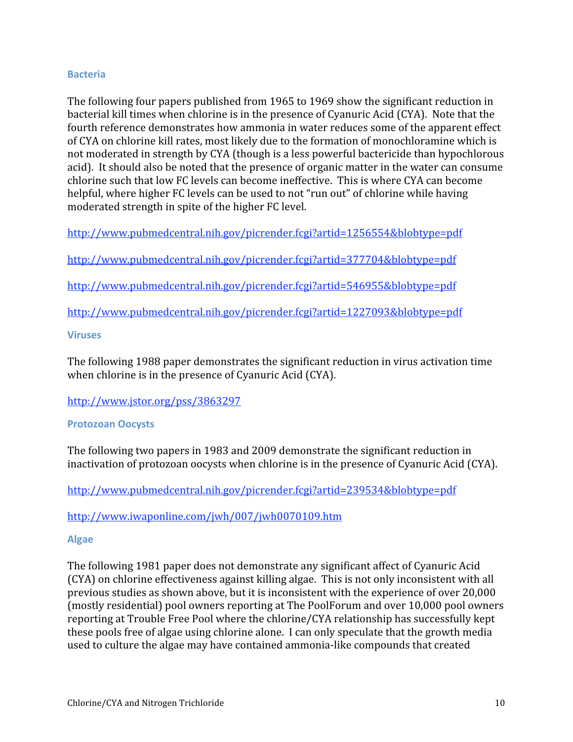### Bacteria

The following four papers published from 1965 to 1969 show the significant reduction in bacterial kill times when chlorine is in the presence of Cyanuric Acid (CYA). Note that the fourth reference demonstrates how ammonia in water reduces some of the apparent effect of CYA on chlorine kill rates, most likely due to the formation of monochloramine which is not moderated in strength by CYA (though is a less powerful bactericide than hypochlorous acid). It should also be noted that the presence of organic matter in the water can consume chlorine such that low FC levels can become ineffective. This is where CYA can become helpful, where higher FC levels can be used to not "run out" of chlorine while having moderated strength in spite of the higher FC level.

http://www.pubmedcentral.nih.gov/picrender.fcgi?artid=1256554&blobtype=pdf

http://www.pubmedcentral.nih.gov/picrender.fcgi?artid=377704&blobtype=pdf

http://www.pubmedcentral.nih.gov/picrender.fcgi?artid=546955&blobtype=pdf

http://www.pubmedcentral.nih.gov/picrender.fcgi?artid=1227093&blobtype=pdf

### Viruses

The following 1988 paper demonstrates the significant reduction in virus activation time when chlorine is in the presence of Cyanuric Acid (CYA).

http://www.jstor.org/pss/3863297

### Protozoan Oocysts

The following two papers in 1983 and 2009 demonstrate the significant reduction in inactivation of protozoan oocysts when chlorine is in the presence of Cyanuric Acid (CYA).

http://www.pubmedcentral.nih.gov/picrender.fcgi?artid=239534&blobtype=pdf

http://www.iwaponline.com/jwh/007/jwh0070109.htm

### Algae

The following 1981 paper does not demonstrate any significant affect of Cyanuric Acid (CYA) on chlorine effectiveness against killing algae. This is not only inconsistent with all previous studies as shown above, but it is inconsistent with the experience of over 20,000 (mostly residential) pool owners reporting at The PoolForum and over 10,000 pool owners reporting at Trouble Free Pool where the chlorine/CYA relationship has successfully kept these pools free of algae using chlorine alone. I can only speculate that the growth media used to culture the algae may have contained ammonia-like compounds that created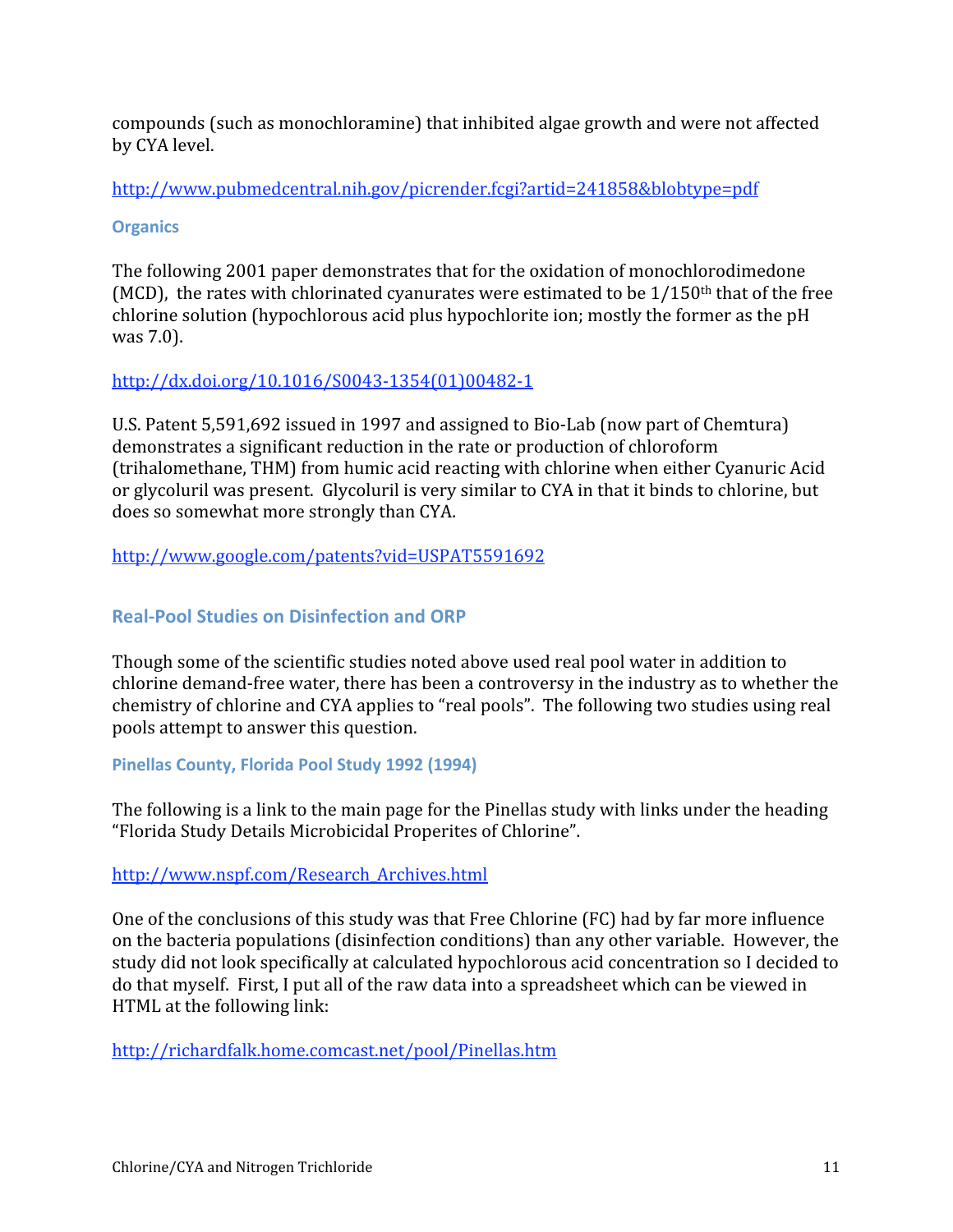compounds (such as monochloramine) that inhibited algae growth and were not affected by CYA level.

http://www.pubmedcentral.nih.gov/picrender.fcgi?artid=241858&blobtype=pdf

### Organics

The following 2001 paper demonstrates that for the oxidation of monochlorodimedone (MCD), the rates with chlorinated cyanurates were estimated to be 1/150th that of the free chlorine solution (hypochlorous acid plus hypochlorite ion; mostly the former as the pH was 7.0).

http://dx.doi.org/10.1016/S0043-1354(01)00482-1

U.S. Patent 5,591,692 issued in 1997 and assigned to Bio-Lab (now part of Chemtura) demonstrates a significant reduction in the rate or production of chloroform (trihalomethane, THM) from humic acid reacting with chlorine when either Cyanuric Acid or glycoluril was present. Glycoluril is very similar to CYA in that it binds to chlorine, but does so somewhat more strongly than CYA.

http://www.google.com/patents?vid=USPAT5591692

## Real-Pool Studies on Disinfection and ORP

Though some of the scientific studies noted above used real pool water in addition to chlorine demand-free water, there has been a controversy in the industry as to whether the chemistry of chlorine and CYA applies to "real pools". The following two studies using real pools attempt to answer this question.

### Pinellas County, Florida Pool Study 1992 (1994)

The following is a link to the main page for the Pinellas study with links under the heading "Florida Study Details Microbicidal Properites of Chlorine".

http://www.nspf.com/Research_Archives.html

One of the conclusions of this study was that Free Chlorine (FC) had by far more influence on the bacteria populations (disinfection conditions) than any other variable. However, the study did not look specifically at calculated hypochlorous acid concentration so I decided to do that myself. First, I put all of the raw data into a spreadsheet which can be viewed in HTML at the following link:

http://richardfalk.home.comcast.net/pool/Pinellas.htm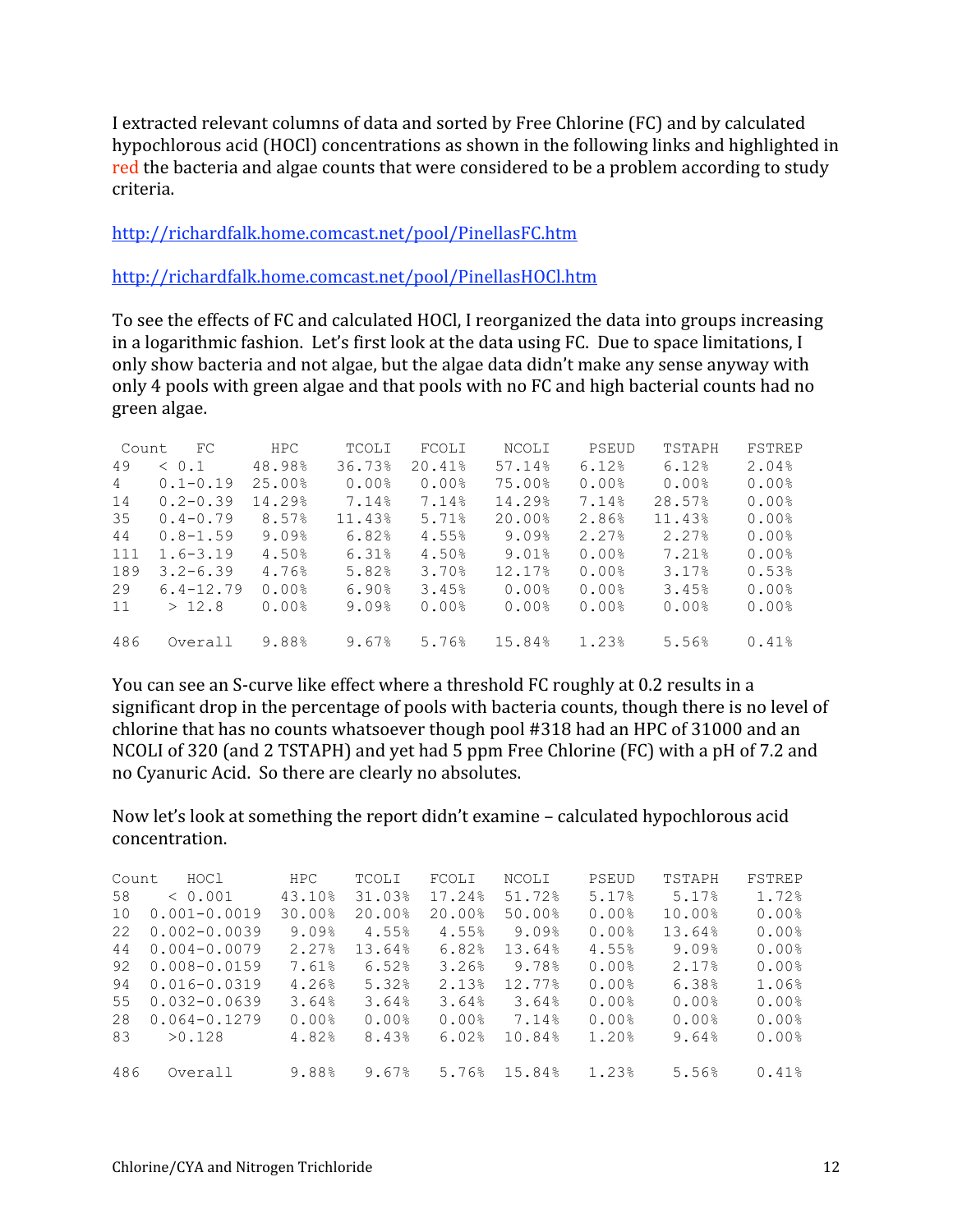I extracted relevant columns of data and sorted by Free Chlorine (FC) and by calculated hypochlorous acid (HOCl) concentrations as shown in the following links and highlighted in red the bacteria and algae counts that were considered to be a problem according to study criteria.

http://richardfalk.home.comcast.net/pool/PinellasFC.htm

http://richardfalk.home.comcast.net/pool/PinellasHOCl.htm

To see the effects of FC and calculated HOCl, I reorganized the data into groups increasing in a logarithmic fashion. Let's first look at the data using FC. Due to space limitations, I only show bacteria and not algae, but the algae data didn't make any sense anyway with only 4 pools with green algae and that pools with no FC and high bacterial counts had no green algae.

| Count | FC | HPC | TCOLI | FCOLI | NCOLI | PSEUD | TSTAPH | FSTREP |
|---|---|---|---|---|---|---|---|---|
| 49 | < 0.1 | 48.98% | 36.73% | 20.41% | 57.14% | 6.12% | 6.12% | 2.04% |
| 4 | 0.1-0.19 | 25.00% | 0.00% | 0.00% | 75.00% | 0.00% | 0.00% | 0.00% |
| 14 | 0.2-0.39 | 14.29% | 7.14% | 7.14% | 14.29% | 7.14% | 28.57% | 0.00% |
| 35 | 0.4-0.79 | 8.57% | 11.43% | 5.71% | 20.00% | 2.86% | 11.43% | 0.00% |
| 44 | 0.8-1.59 | 9.09% | 6.82% | 4.55% | 9.09% | 2.27% | 2.27% | 0.00% |
| 111 | 1.6-3.19 | 4.50% | 6.31% | 4.50% | 9.01% | 0.00% | 7.21% | 0.00% |
| 189 | 3.2-6.39 | 4.76% | 5.82% | 3.70% | 12.17% | 0.00% | 3.17% | 0.53% |
| 29 | 6.4-12.79 | 0.00% | 6.90% | 3.45% | 0.00% | 0.00% | 3.45% | 0.00% |
| 11 | > 12.8 | 0.00% | 9.09% | 0.00% | 0.00% | 0.00% | 0.00% | 0.00% |
| 486 | Overall | 9.88% | 9.67% | 5.76% | 15.84% | 1.23% | 5.56% | 0.41% |

You can see an S-curve like effect where a threshold FC roughly at 0.2 results in a significant drop in the percentage of pools with bacteria counts, though there is no level of chlorine that has no counts whatsoever though pool #318 had an HPC of 31000 and an NCOLI of 320 (and 2 TSTAPH) and yet had 5 ppm Free Chlorine (FC) with a pH of 7.2 and no Cyanuric Acid. So there are clearly no absolutes.

Now let's look at something the report didn't examine – calculated hypochlorous acid concentration.

| Count | HOCl | HPC | TCOLI | FCOLI | NCOLI | PSEUD | TSTAPH | FSTREP |
|---|---|---|---|---|---|---|---|---|
| 58 | < 0.001 | 43.10% | 31.03% | 17.24% | 51.72% | 5.17% | 5.17% | 1.72% |
| 10 | 0.001-0.0019 | 30.00% | 20.00% | 20.00% | 50.00% | 0.00% | 10.00% | 0.00% |
| 22 | 0.002-0.0039 | 9.09% | 4.55% | 4.55% | 9.09% | 0.00% | 13.64% | 0.00% |
| 44 | 0.004-0.0079 | 2.27% | 13.64% | 6.82% | 13.64% | 4.55% | 9.09% | 0.00% |
| 92 | 0.008-0.0159 | 7.61% | 6.52% | 3.26% | 9.78% | 0.00% | 2.17% | 0.00% |
| 94 | 0.016-0.0319 | 4.26% | 5.32% | 2.13% | 12.77% | 0.00% | 6.38% | 1.06% |
| 55 | 0.032-0.0639 | 3.64% | 3.64% | 3.64% | 3.64% | 0.00% | 0.00% | 0.00% |
| 28 | 0.064-0.1279 | 0.00% | 0.00% | 0.00% | 7.14% | 0.00% | 0.00% | 0.00% |
| 83 | >0.128 | 4.82% | 8.43% | 6.02% | 10.84% | 1.20% | 9.64% | 0.00% |
| 486 | Overall | 9.88% | 9.67% | 5.76% | 15.84% | 1.23% | 5.56% | 0.41% |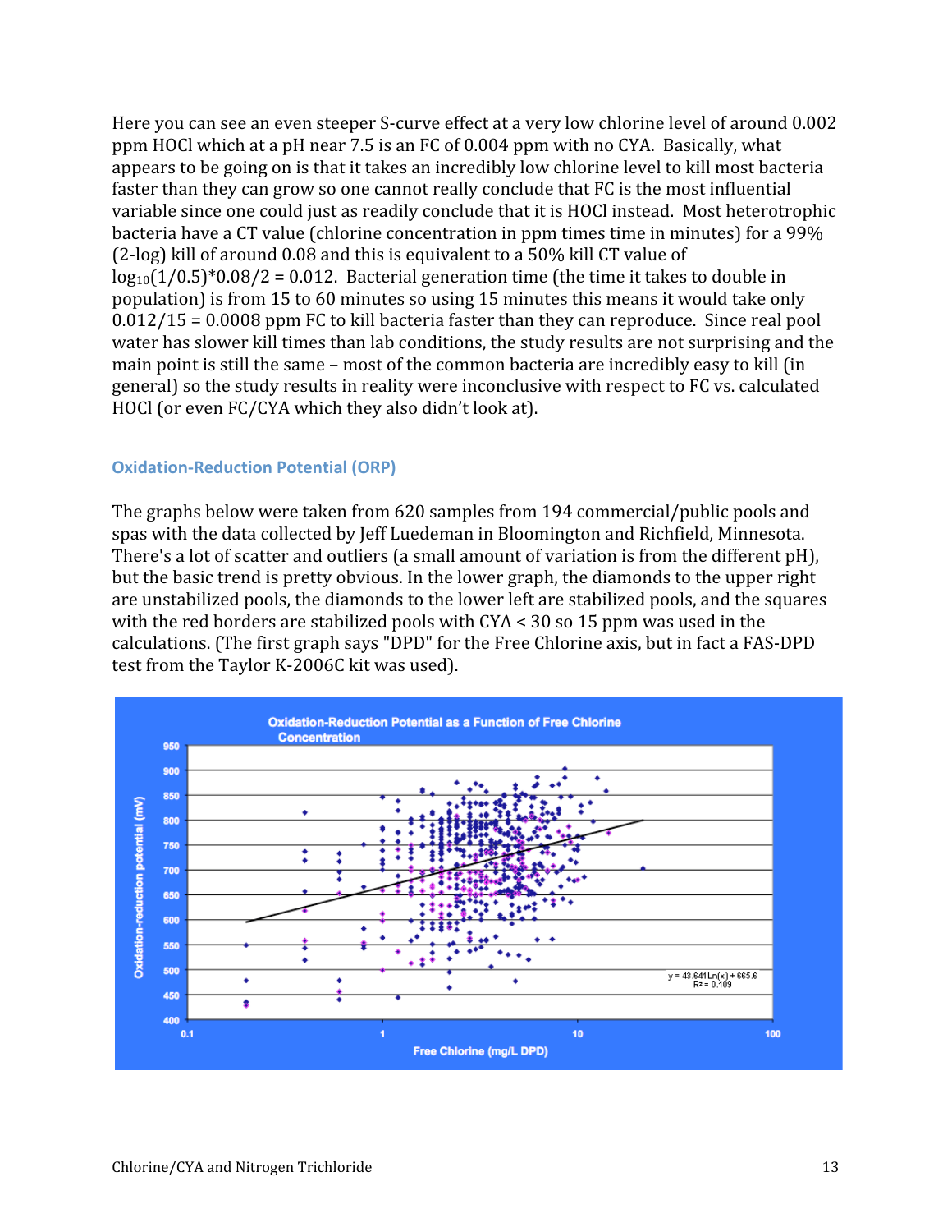Here you can see an even steeper S-curve effect at a very low chlorine level of around 0.002 ppm HOCl which at a pH near 7.5 is an FC of 0.004 ppm with no CYA. Basically, what appears to be going on is that it takes an incredibly low chlorine level to kill most bacteria faster than they can grow so one cannot really conclude that FC is the most influential variable since one could just as readily conclude that it is HOCl instead. Most heterotrophic bacteria have a CT value (chlorine concentration in ppm times time in minutes) for a 99% (2-log) kill of around 0.08 and this is equivalent to a 50% kill CT value of $\log_{10}(1/0.5)*0.08/2 = 0.012$. Bacterial generation time (the time it takes to double in population) is from 15 to 60 minutes so using 15 minutes this means it would take only $0.012/15 = 0.0008$ ppm FC to kill bacteria faster than they can reproduce. Since real pool water has slower kill times than lab conditions, the study results are not surprising and the main point is still the same – most of the common bacteria are incredibly easy to kill (in general) so the study results in reality were inconclusive with respect to FC vs. calculated HOCl (or even FC/CYA which they also didn't look at).

### Oxidation-Reduction Potential (ORP)

The graphs below were taken from 620 samples from 194 commercial/public pools and spas with the data collected by Jeff Luedeman in Bloomington and Richfield, Minnesota. There's a lot of scatter and outliers (a small amount of variation is from the different pH), but the basic trend is pretty obvious. In the lower graph, the diamonds to the upper right are unstabilized pools, the diamonds to the lower left are stabilized pools, and the squares with the red borders are stabilized pools with CYA < 30 so 15 ppm was used in the calculations. (The first graph says "DPD" for the Free Chlorine axis, but in fact a FAS-DPD test from the Taylor K-2006C kit was used).

Oxidation-Reduction Potential as a Function of Free Chlorine Concentration

$y = 43.641 \ln(x) + 665.6$
$R^2 = 0.109$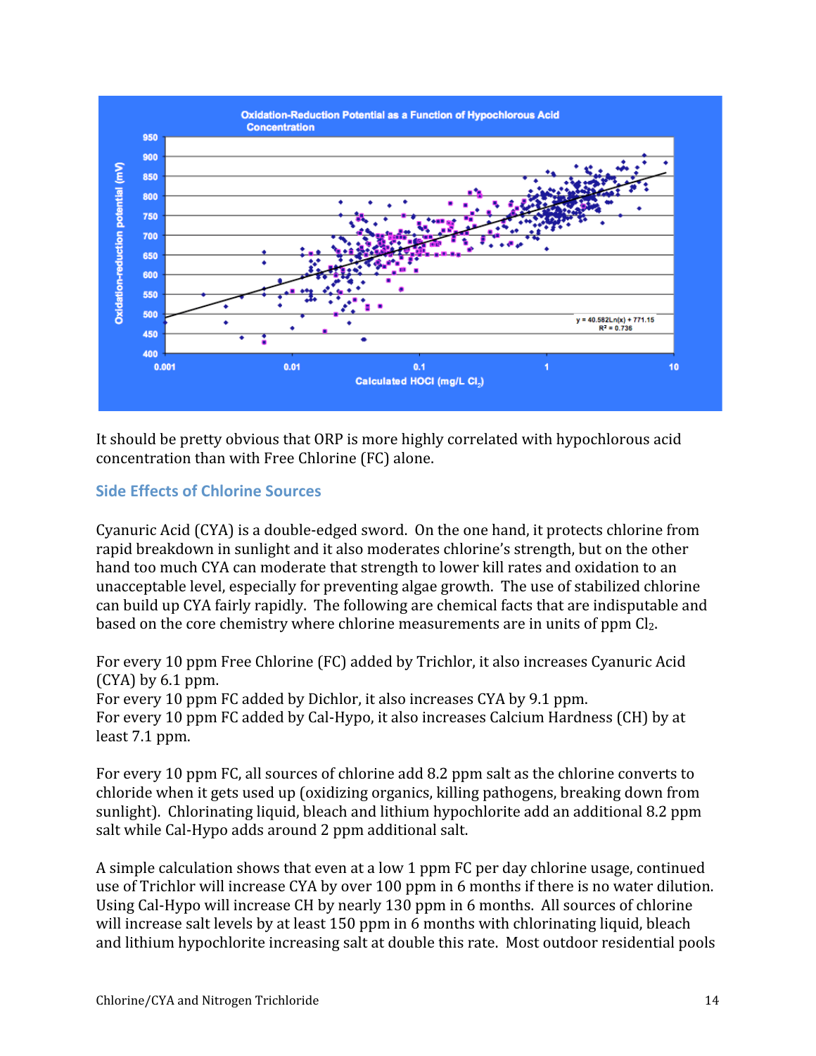It should be pretty obvious that ORP is more highly correlated with hypochlorous acid concentration than with Free Chlorine (FC) alone.

## Side Effects of Chlorine Sources

Cyanuric Acid (CYA) is a double-edged sword. On the one hand, it protects chlorine from rapid breakdown in sunlight and it also moderates chlorine's strength, but on the other hand too much CYA can moderate that strength to lower kill rates and oxidation to an unacceptable level, especially for preventing algae growth. The use of stabilized chlorine can build up CYA fairly rapidly. The following are chemical facts that are indisputable and based on the core chemistry where chlorine measurements are in units of ppm $Cl_2$.

For every 10 ppm Free Chlorine (FC) added by Trichlor, it also increases Cyanuric Acid (CYA) by 6.1 ppm.
For every 10 ppm FC added by Dichlor, it also increases CYA by 9.1 ppm.
For every 10 ppm FC added by Cal-Hypo, it also increases Calcium Hardness (CH) by at least 7.1 ppm.

For every 10 ppm FC, all sources of chlorine add 8.2 ppm salt as the chlorine converts to chloride when it gets used up (oxidizing organics, killing pathogens, breaking down from sunlight). Chlorinating liquid, bleach and lithium hypochlorite add an additional 8.2 ppm salt while Cal-Hypo adds around 2 ppm additional salt.

A simple calculation shows that even at a low 1 ppm FC per day chlorine usage, continued use of Trichlor will increase CYA by over 100 ppm in 6 months if there is no water dilution. Using Cal-Hypo will increase CH by nearly 130 ppm in 6 months. All sources of chlorine will increase salt levels by at least 150 ppm in 6 months with chlorinating liquid, bleach and lithium hypochlorite increasing salt at double this rate. Most outdoor residential pools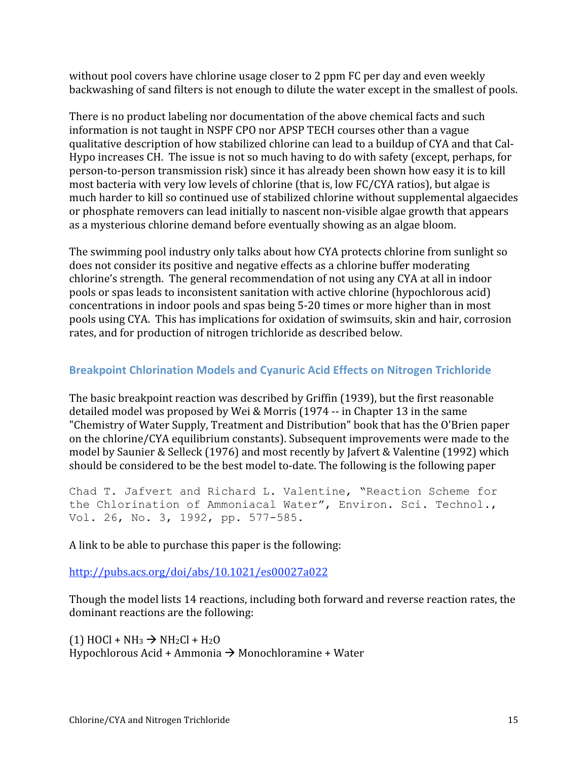without pool covers have chlorine usage closer to 2 ppm FC per day and even weekly backwashing of sand filters is not enough to dilute the water except in the smallest of pools.

There is no product labeling nor documentation of the above chemical facts and such information is not taught in NSPF CPO nor APSP TECH courses other than a vague qualitative description of how stabilized chlorine can lead to a buildup of CYA and that Cal-Hypo increases CH. The issue is not so much having to do with safety (except, perhaps, for person-to-person transmission risk) since it has already been shown how easy it is to kill most bacteria with very low levels of chlorine (that is, low FC/CYA ratios), but algae is much harder to kill so continued use of stabilized chlorine without supplemental algaecides or phosphate removers can lead initially to nascent non-visible algae growth that appears as a mysterious chlorine demand before eventually showing as an algae bloom.

The swimming pool industry only talks about how CYA protects chlorine from sunlight so does not consider its positive and negative effects as a chlorine buffer moderating chlorine's strength. The general recommendation of not using any CYA at all in indoor pools or spas leads to inconsistent sanitation with active chlorine (hypochlorous acid) concentrations in indoor pools and spas being 5-20 times or more higher than in most pools using CYA. This has implications for oxidation of swimsuits, skin and hair, corrosion rates, and for production of nitrogen trichloride as described below.

## Breakpoint Chlorination Models and Cyanuric Acid Effects on Nitrogen Trichloride

The basic breakpoint reaction was described by Griffin (1939), but the first reasonable detailed model was proposed by Wei & Morris (1974 -- in Chapter 13 in the same "Chemistry of Water Supply, Treatment and Distribution" book that has the O'Brien paper on the chlorine/CYA equilibrium constants). Subsequent improvements were made to the model by Saunier & Selleck (1976) and most recently by Jafvert & Valentine (1992) which should be considered to be the best model to-date. The following is the following paper

```
Chad T. Jafvert and Richard L. Valentine, "Reaction Scheme for
the Chlorination of Ammoniacal Water", Environ. Sci. Technol.,
Vol. 26, No. 3, 1992, pp. 577-585.
```

A link to be able to purchase this paper is the following:

http://pubs.acs.org/doi/abs/10.1021/es00027a022

Though the model lists 14 reactions, including both forward and reverse reaction rates, the dominant reactions are the following:

(1) $HOCl + NH_3 \rightarrow NH_2Cl + H_2O$
Hypochlorous Acid + Ammonia → Monochloramine + Water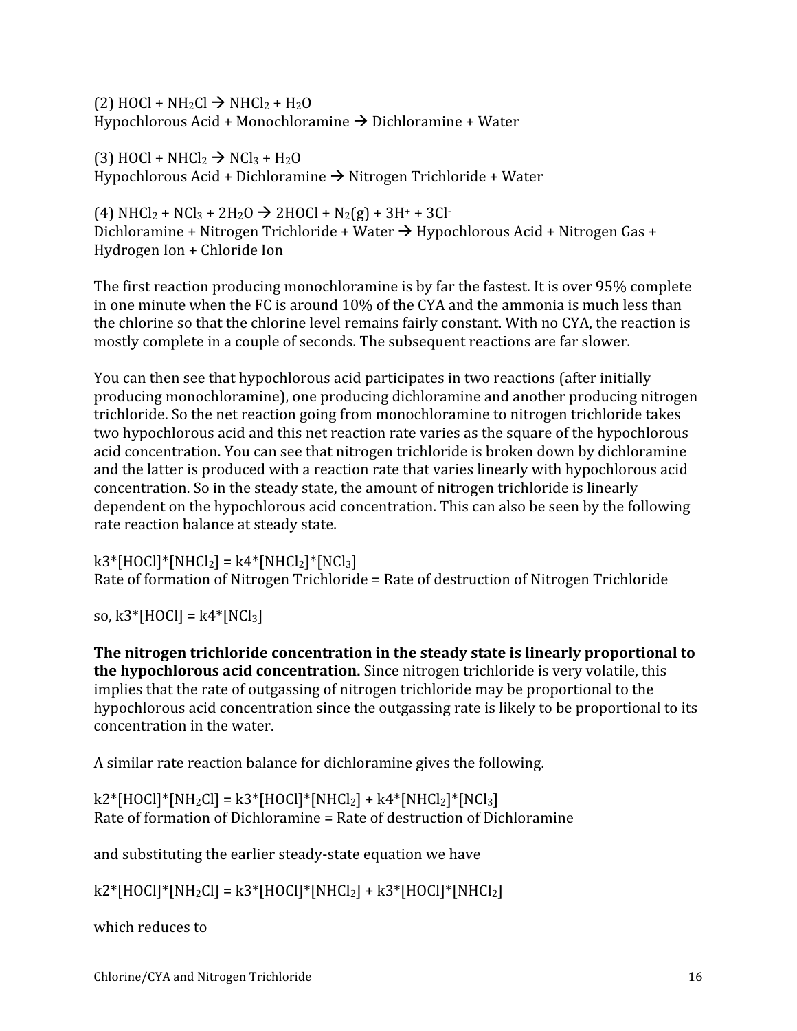(2) $HOCl + NH_2Cl \rightarrow NHCl_2 + H_2O$
Hypochlorous Acid + Monochloramine → Dichloramine + Water

(3) $HOCl + NHCl_2 \rightarrow NCl_3 + H_2O$
Hypochlorous Acid + Dichloramine → Nitrogen Trichloride + Water

(4) $NHCl_2 + NCl_3 + 2H_2O \rightarrow 2HOCl + N_2(g) + 3H^+ + 3Cl^-$
Dichloramine + Nitrogen Trichloride + Water → Hypochlorous Acid + Nitrogen Gas + Hydrogen Ion + Chloride Ion

The first reaction producing monochloramine is by far the fastest. It is over 95% complete in one minute when the FC is around 10% of the CYA and the ammonia is much less than the chlorine so that the chlorine level remains fairly constant. With no CYA, the reaction is mostly complete in a couple of seconds. The subsequent reactions are far slower.

You can then see that hypochlorous acid participates in two reactions (after initially producing monochloramine), one producing dichloramine and another producing nitrogen trichloride. So the net reaction going from monochloramine to nitrogen trichloride takes two hypochlorous acid and this net reaction rate varies as the square of the hypochlorous acid concentration. You can see that nitrogen trichloride is broken down by dichloramine and the latter is produced with a reaction rate that varies linearly with hypochlorous acid concentration. So in the steady state, the amount of nitrogen trichloride is linearly dependent on the hypochlorous acid concentration. This can also be seen by the following rate reaction balance at steady state.

$$k3*[HOCl]*[NHCl_2] = k4*[NHCl_2]*[NCl_3]$$
Rate of formation of Nitrogen Trichloride = Rate of destruction of Nitrogen Trichloride

so, $k3*[HOCl] = k4*[NCl_3]$

**The nitrogen trichloride concentration in the steady state is linearly proportional to the hypochlorous acid concentration.** Since nitrogen trichloride is very volatile, this implies that the rate of outgassing of nitrogen trichloride may be proportional to the hypochlorous acid concentration since the outgassing rate is likely to be proportional to its concentration in the water.

A similar rate reaction balance for dichloramine gives the following.

$$k2*[HOCl]*[NH_2Cl] = k3*[HOCl]*[NHCl_2] + k4*[NHCl_2]*[NCl_3]$$
Rate of formation of Dichloramine = Rate of destruction of Dichloramine

and substituting the earlier steady-state equation we have

$$k2*[HOCl]*[NH_2Cl] = k3*[HOCl]*[NHCl_2] + k3*[HOCl]*[NHCl_2]$$

which reduces to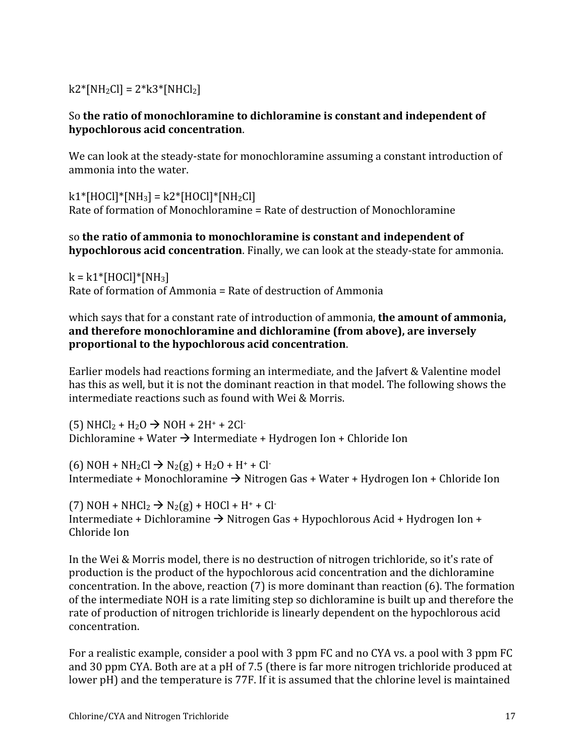$k2*[NH_2Cl] = 2*k3*[NHCl_2]$

So **the ratio of monochloramine to dichloramine is constant and independent of hypochlorous acid concentration**.

We can look at the steady-state for monochloramine assuming a constant introduction of ammonia into the water.

$k1*[HOCl]*[NH_3] = k2*[HOCl]*[NH_2Cl]$
Rate of formation of Monochloramine = Rate of destruction of Monochloramine

so **the ratio of ammonia to monochloramine is constant and independent of hypochlorous acid concentration**. Finally, we can look at the steady-state for ammonia.

$k = k1*[HOCl]*[NH_3]$
Rate of formation of Ammonia = Rate of destruction of Ammonia

which says that for a constant rate of introduction of ammonia, **the amount of ammonia, and therefore monochloramine and dichloramine (from above), are inversely proportional to the hypochlorous acid concentration**.

Earlier models had reactions forming an intermediate, and the Jafvert & Valentine model has this as well, but it is not the dominant reaction in that model. The following shows the intermediate reactions such as found with Wei & Morris.

(5) $NHCl_2 + H_2O \rightarrow NOH + 2H^+ + 2Cl^-$
Dichloramine + Water → Intermediate + Hydrogen Ion + Chloride Ion

(6) $NOH + NH_2Cl \rightarrow N_2(g) + H_2O + H^+ + Cl^-$
Intermediate + Monochloramine → Nitrogen Gas + Water + Hydrogen Ion + Chloride Ion

(7) $NOH + NHCl_2 \rightarrow N_2(g) + HOCl + H^+ + Cl^-$
Intermediate + Dichloramine → Nitrogen Gas + Hypochlorous Acid + Hydrogen Ion + Chloride Ion

In the Wei & Morris model, there is no destruction of nitrogen trichloride, so it's rate of production is the product of the hypochlorous acid concentration and the dichloramine concentration. In the above, reaction (7) is more dominant than reaction (6). The formation of the intermediate NOH is a rate limiting step so dichloramine is built up and therefore the rate of production of nitrogen trichloride is linearly dependent on the hypochlorous acid concentration.

For a realistic example, consider a pool with 3 ppm FC and no CYA vs. a pool with 3 ppm FC and 30 ppm CYA. Both are at a pH of 7.5 (there is far more nitrogen trichloride produced at lower pH) and the temperature is 77F. If it is assumed that the chlorine level is maintained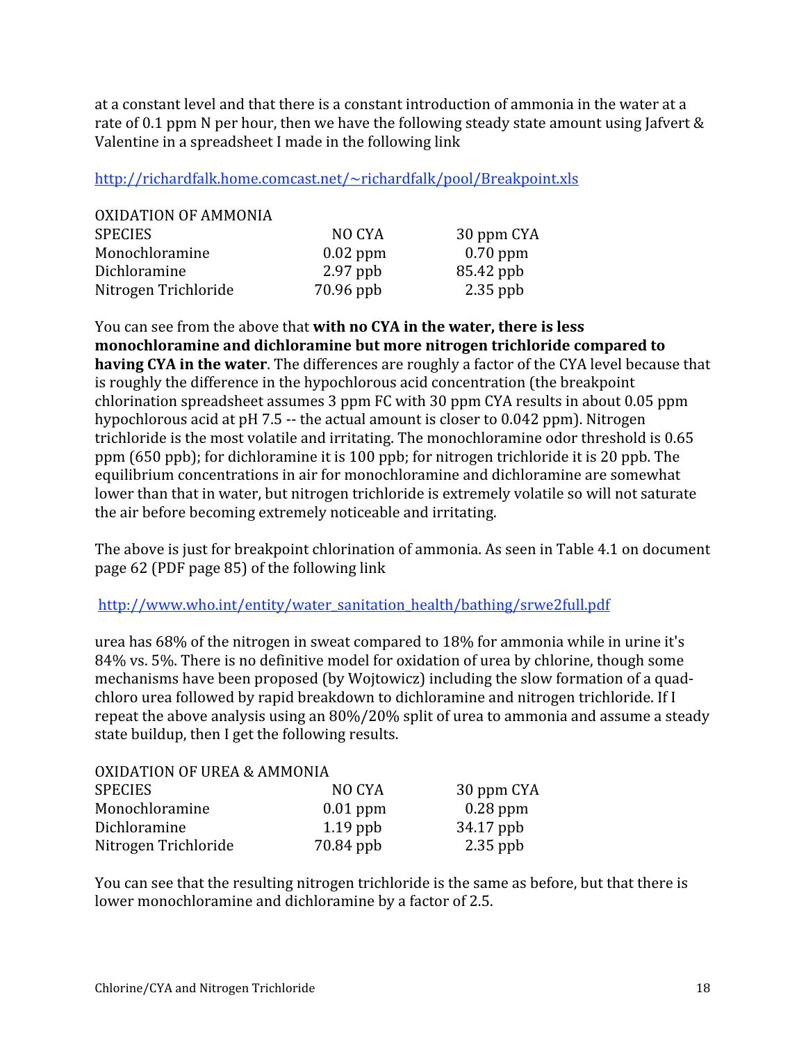at a constant level and that there is a constant introduction of ammonia in the water at a rate of 0.1 ppm N per hour, then we have the following steady state amount using Jafvert & Valentine in a spreadsheet I made in the following link

http://richardfalk.home.comcast.net/~richardfalk/pool/Breakpoint.xls

| OXIDATION OF AMMONIA | | |
|---|---|---|
| SPECIES | NO CYA | 30 ppm CYA |
| Monochloramine | 0.02 ppm | 0.70 ppm |
| Dichloramine | 2.97 ppb | 85.42 ppb |
| Nitrogen Trichloride | 70.96 ppb | 2.35 ppb |

You can see from the above that **with no CYA in the water, there is less monochloramine and dichloramine but more nitrogen trichloride compared to having CYA in the water**. The differences are roughly a factor of the CYA level because that is roughly the difference in the hypochlorous acid concentration (the breakpoint chlorination spreadsheet assumes 3 ppm FC with 30 ppm CYA results in about 0.05 ppm hypochlorous acid at pH 7.5 -- the actual amount is closer to 0.042 ppm). Nitrogen trichloride is the most volatile and irritating. The monochloramine odor threshold is 0.65 ppm (650 ppb); for dichloramine it is 100 ppb; for nitrogen trichloride it is 20 ppb. The equilibrium concentrations in air for monochloramine and dichloramine are somewhat lower than that in water, but nitrogen trichloride is extremely volatile so will not saturate the air before becoming extremely noticeable and irritating.

The above is just for breakpoint chlorination of ammonia. As seen in Table 4.1 on document page 62 (PDF page 85) of the following link

http://www.who.int/entity/water_sanitation_health/bathing/srwe2full.pdf

urea has 68% of the nitrogen in sweat compared to 18% for ammonia while in urine it's 84% vs. 5%. There is no definitive model for oxidation of urea by chlorine, though some mechanisms have been proposed (by Wojtowicz) including the slow formation of a quad-chloro urea followed by rapid breakdown to dichloramine and nitrogen trichloride. If I repeat the above analysis using an 80%/20% split of urea to ammonia and assume a steady state buildup, then I get the following results.

| OXIDATION OF UREA & AMMONIA | | |
|---|---|---|
| SPECIES | NO CYA | 30 ppm CYA |
| Monochloramine | 0.01 ppm | 0.28 ppm |
| Dichloramine | 1.19 ppb | 34.17 ppb |
| Nitrogen Trichloride | 70.84 ppb | 2.35 ppb |

You can see that the resulting nitrogen trichloride is the same as before, but that there is lower monochloramine and dichloramine by a factor of 2.5.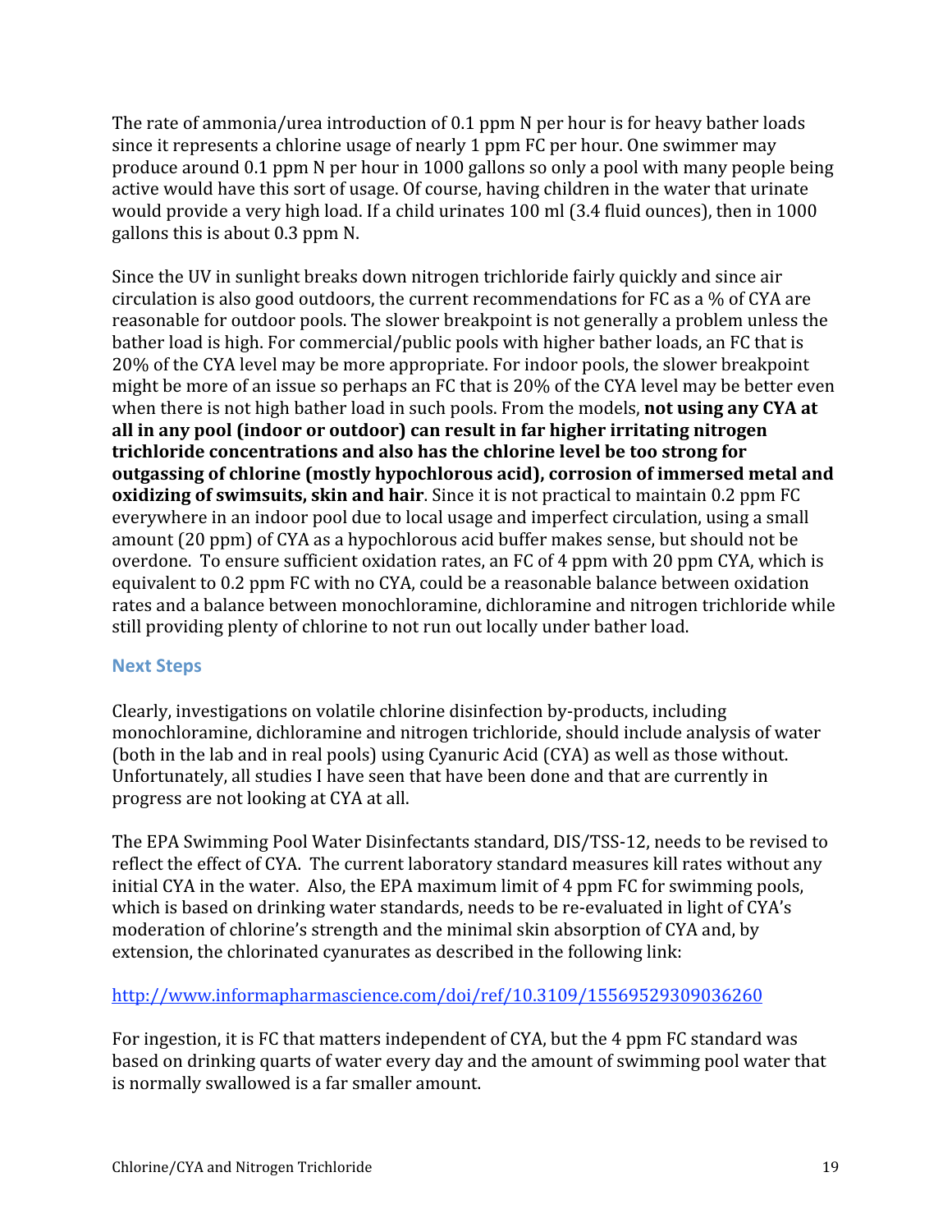The rate of ammonia/urea introduction of 0.1 ppm N per hour is for heavy bather loads since it represents a chlorine usage of nearly 1 ppm FC per hour. One swimmer may produce around 0.1 ppm N per hour in 1000 gallons so only a pool with many people being active would have this sort of usage. Of course, having children in the water that urinate would provide a very high load. If a child urinates 100 ml (3.4 fluid ounces), then in 1000 gallons this is about 0.3 ppm N.

Since the UV in sunlight breaks down nitrogen trichloride fairly quickly and since air circulation is also good outdoors, the current recommendations for FC as a % of CYA are reasonable for outdoor pools. The slower breakpoint is not generally a problem unless the bather load is high. For commercial/public pools with higher bather loads, an FC that is 20% of the CYA level may be more appropriate. For indoor pools, the slower breakpoint might be more of an issue so perhaps an FC that is 20% of the CYA level may be better even when there is not high bather load in such pools. From the models, **not using any CYA at all in any pool (indoor or outdoor) can result in far higher irritating nitrogen trichloride concentrations and also has the chlorine level be too strong for outgassing of chlorine (mostly hypochlorous acid), corrosion of immersed metal and oxidizing of swimsuits, skin and hair**. Since it is not practical to maintain 0.2 ppm FC everywhere in an indoor pool due to local usage and imperfect circulation, using a small amount (20 ppm) of CYA as a hypochlorous acid buffer makes sense, but should not be overdone. To ensure sufficient oxidation rates, an FC of 4 ppm with 20 ppm CYA, which is equivalent to 0.2 ppm FC with no CYA, could be a reasonable balance between oxidation rates and a balance between monochloramine, dichloramine and nitrogen trichloride while still providing plenty of chlorine to not run out locally under bather load.

## Next Steps

Clearly, investigations on volatile chlorine disinfection by-products, including monochloramine, dichloramine and nitrogen trichloride, should include analysis of water (both in the lab and in real pools) using Cyanuric Acid (CYA) as well as those without. Unfortunately, all studies I have seen that have been done and that are currently in progress are not looking at CYA at all.

The EPA Swimming Pool Water Disinfectants standard, DIS/TSS-12, needs to be revised to reflect the effect of CYA. The current laboratory standard measures kill rates without any initial CYA in the water. Also, the EPA maximum limit of 4 ppm FC for swimming pools, which is based on drinking water standards, needs to be re-evaluated in light of CYA's moderation of chlorine's strength and the minimal skin absorption of CYA and, by extension, the chlorinated cyanurates as described in the following link:

http://www.informapharmascience.com/doi/ref/10.3109/15569529309036260

For ingestion, it is FC that matters independent of CYA, but the 4 ppm FC standard was based on drinking quarts of water every day and the amount of swimming pool water that is normally swallowed is a far smaller amount.